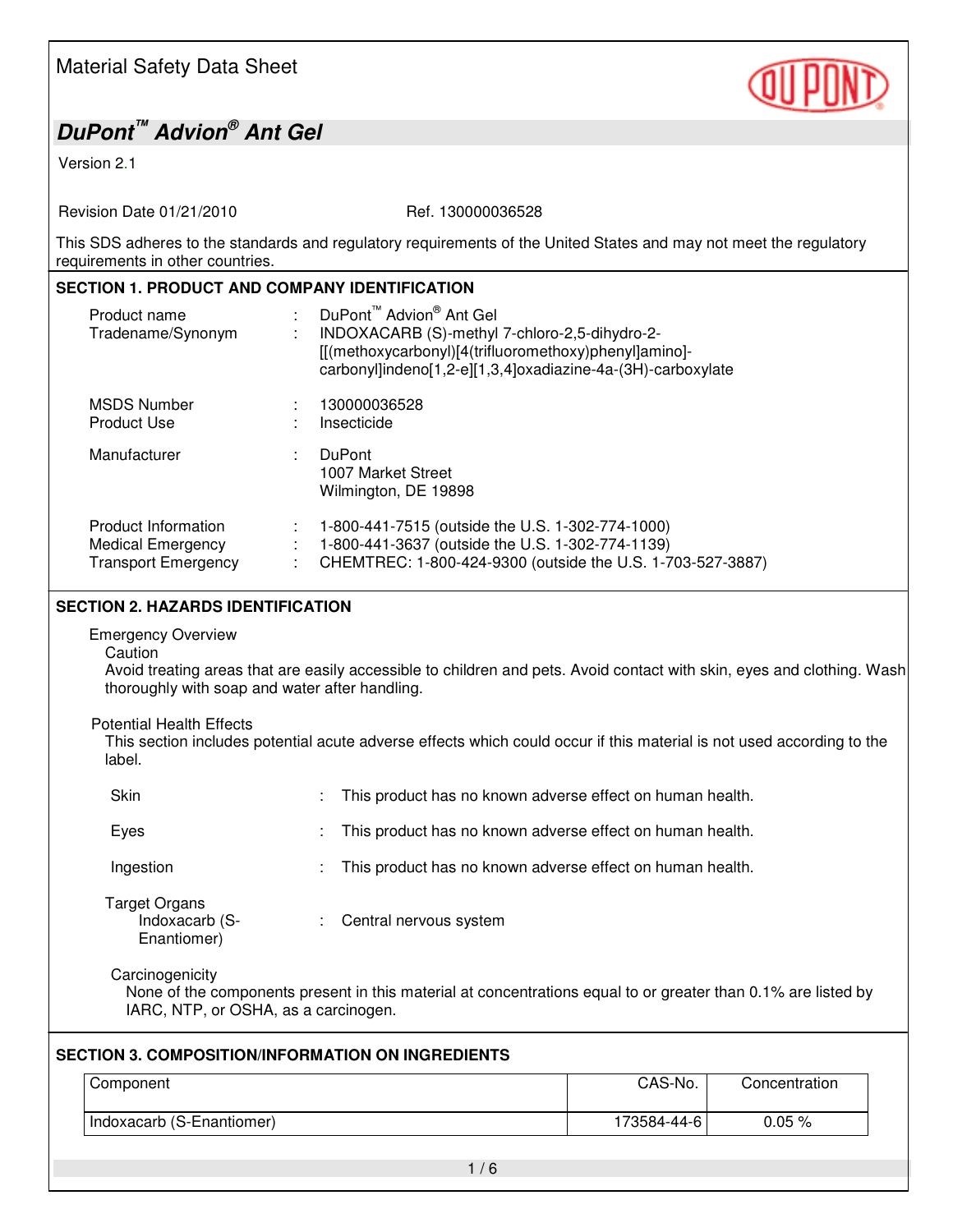# Material Safety Data Sheet

## *DuPont™ Advion® Ant Gel*

Version 2.1

Revision Date 01/21/2010 Ref. 130000036528

This SDS adheres to the standards and regulatory requirements of the United States and may not meet the regulatory requirements in other countries.

## SECTION 1. PRODUCT AND COMPANY IDENTIFICATION

| | | |
|---|---|---|
| Product name | : | DuPont™ Advion® Ant Gel |
| Tradename/Synonym | : | INDOXACARB (S)-methyl 7-chloro-2,5-dihydro-2-[[(methoxycarbonyl)[4(trifluoromethoxy)phenyl]amino]-carbonyl]indeno[1,2-e][1,3,4]oxadiazine-4a-(3H)-carboxylate |
| MSDS Number | : | 130000036528 |
| Product Use | : | Insecticide |
| Manufacturer | : | DuPont<br>1007 Market Street<br>Wilmington, DE 19898 |
| Product Information | : | 1-800-441-7515 (outside the U.S. 1-302-774-1000) |
| Medical Emergency | : | 1-800-441-3637 (outside the U.S. 1-302-774-1139) |
| Transport Emergency | : | CHEMTREC: 1-800-424-9300 (outside the U.S. 1-703-527-3887) |

## SECTION 2. HAZARDS IDENTIFICATION

Emergency Overview

Caution

Avoid treating areas that are easily accessible to children and pets. Avoid contact with skin, eyes and clothing. Wash thoroughly with soap and water after handling.

Potential Health Effects

This section includes potential acute adverse effects which could occur if this material is not used according to the label.

| | | |
|---|---|---|
| Skin | : | This product has no known adverse effect on human health. |
| Eyes | : | This product has no known adverse effect on human health. |
| Ingestion | : | This product has no known adverse effect on human health. |

Target Organs

| | | |
|---|---|---|
| Indoxacarb (S-Enantiomer) | : | Central nervous system |

Carcinogenicity

None of the components present in this material at concentrations equal to or greater than 0.1% are listed by IARC, NTP, or OSHA, as a carcinogen.

## SECTION 3. COMPOSITION/INFORMATION ON INGREDIENTS

| Component | CAS-No. | Concentration |
|---|---|---|
| Indoxacarb (S-Enantiomer) | 173584-44-6 | 0.05 % |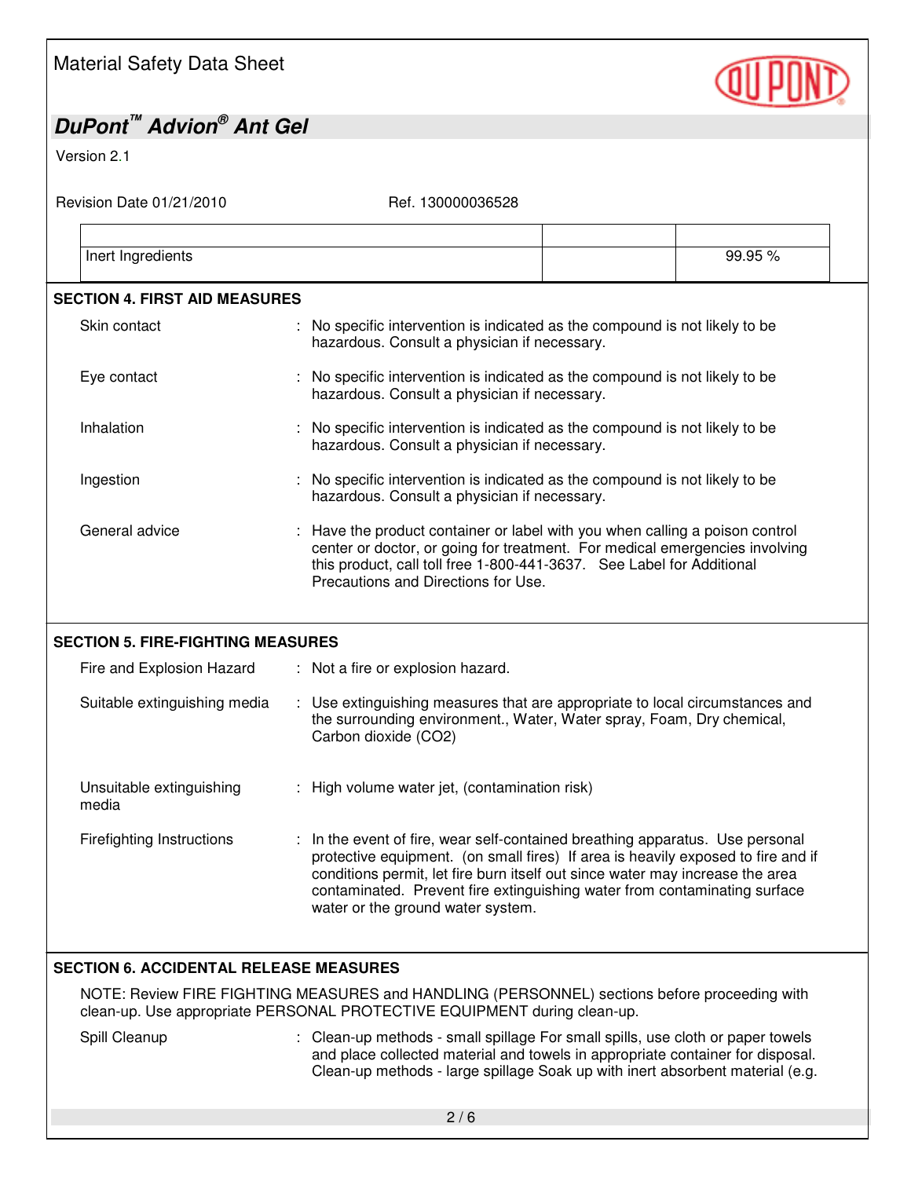| | | |
|---|---|---|
| Inert Ingredients | | 99.95 % |

## SECTION 4. FIRST AID MEASURES

Skin contact : No specific intervention is indicated as the compound is not likely to be hazardous. Consult a physician if necessary.

Eye contact : No specific intervention is indicated as the compound is not likely to be hazardous. Consult a physician if necessary.

Inhalation : No specific intervention is indicated as the compound is not likely to be hazardous. Consult a physician if necessary.

Ingestion : No specific intervention is indicated as the compound is not likely to be hazardous. Consult a physician if necessary.

General advice : Have the product container or label with you when calling a poison control center or doctor, or going for treatment. For medical emergencies involving this product, call toll free 1-800-441-3637. See Label for Additional Precautions and Directions for Use.

## SECTION 5. FIRE-FIGHTING MEASURES

Fire and Explosion Hazard : Not a fire or explosion hazard.

Suitable extinguishing media : Use extinguishing measures that are appropriate to local circumstances and the surrounding environment., Water, Water spray, Foam, Dry chemical, Carbon dioxide ($CO_2$)

Unsuitable extinguishing media : High volume water jet, (contamination risk)

Firefighting Instructions : In the event of fire, wear self-contained breathing apparatus. Use personal protective equipment. (on small fires) If area is heavily exposed to fire and if conditions permit, let fire burn itself out since water may increase the area contaminated. Prevent fire extinguishing water from contaminating surface water or the ground water system.

## SECTION 6. ACCIDENTAL RELEASE MEASURES

NOTE: Review FIRE FIGHTING MEASURES and HANDLING (PERSONNEL) sections before proceeding with clean-up. Use appropriate PERSONAL PROTECTIVE EQUIPMENT during clean-up.

Spill Cleanup : Clean-up methods - small spillage For small spills, use cloth or paper towels and place collected material and towels in appropriate container for disposal. Clean-up methods - large spillage Soak up with inert absorbent material (e.g.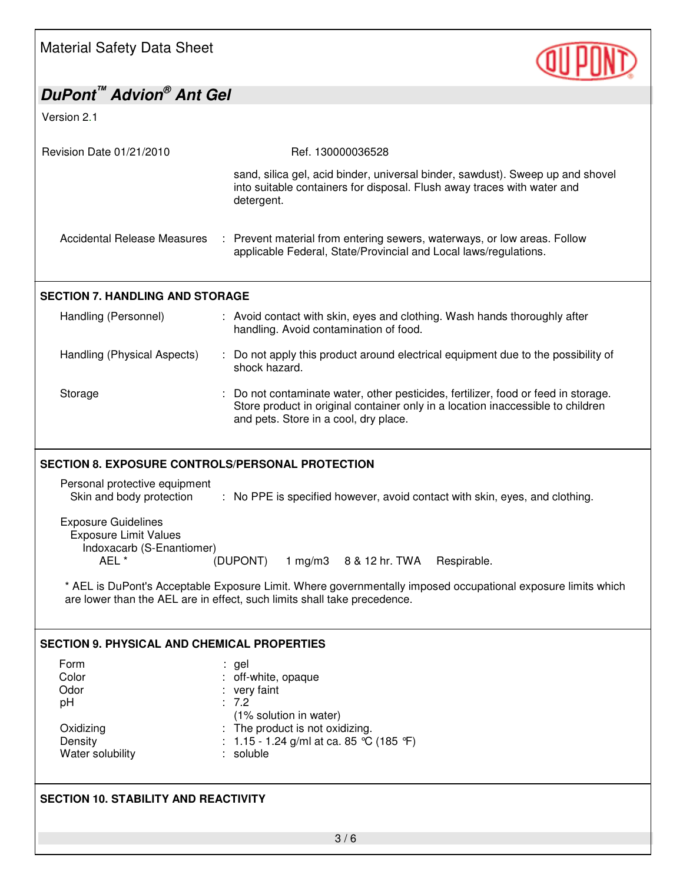sand, silica gel, acid binder, universal binder, sawdust). Sweep up and shovel into suitable containers for disposal. Flush away traces with water and detergent.

Accidental Release Measures : Prevent material from entering sewers, waterways, or low areas. Follow applicable Federal, State/Provincial and Local laws/regulations.

## SECTION 7. HANDLING AND STORAGE

Handling (Personnel) : Avoid contact with skin, eyes and clothing. Wash hands thoroughly after handling. Avoid contamination of food.

Handling (Physical Aspects) : Do not apply this product around electrical equipment due to the possibility of shock hazard.

Storage : Do not contaminate water, other pesticides, fertilizer, food or feed in storage. Store product in original container only in a location inaccessible to children and pets. Store in a cool, dry place.

## SECTION 8. EXPOSURE CONTROLS/PERSONAL PROTECTION

Personal protective equipment
Skin and body protection : No PPE is specified however, avoid contact with skin, eyes, and clothing.

Exposure Guidelines
Exposure Limit Values
Indoxacarb (S-Enantiomer)

| | | | | |
|---|---|---|---|---|
| AEL * | (DUPONT) | 1 mg/m3 | 8 & 12 hr. TWA | Respirable. |

* AEL is DuPont's Acceptable Exposure Limit. Where governmentally imposed occupational exposure limits which are lower than the AEL are in effect, such limits shall take precedence.

## SECTION 9. PHYSICAL AND CHEMICAL PROPERTIES

| | |
|---|---|
| Form | : gel |
| Color | : off-white, opaque |
| Odor | : very faint |
| pH | : 7.2 (1% solution in water) |
| Oxidizing | : The product is not oxidizing. |
| Density | : 1.15 - 1.24 g/ml at ca. 85 °C (185 °F) |
| Water solubility | : soluble |

## SECTION 10. STABILITY AND REACTIVITY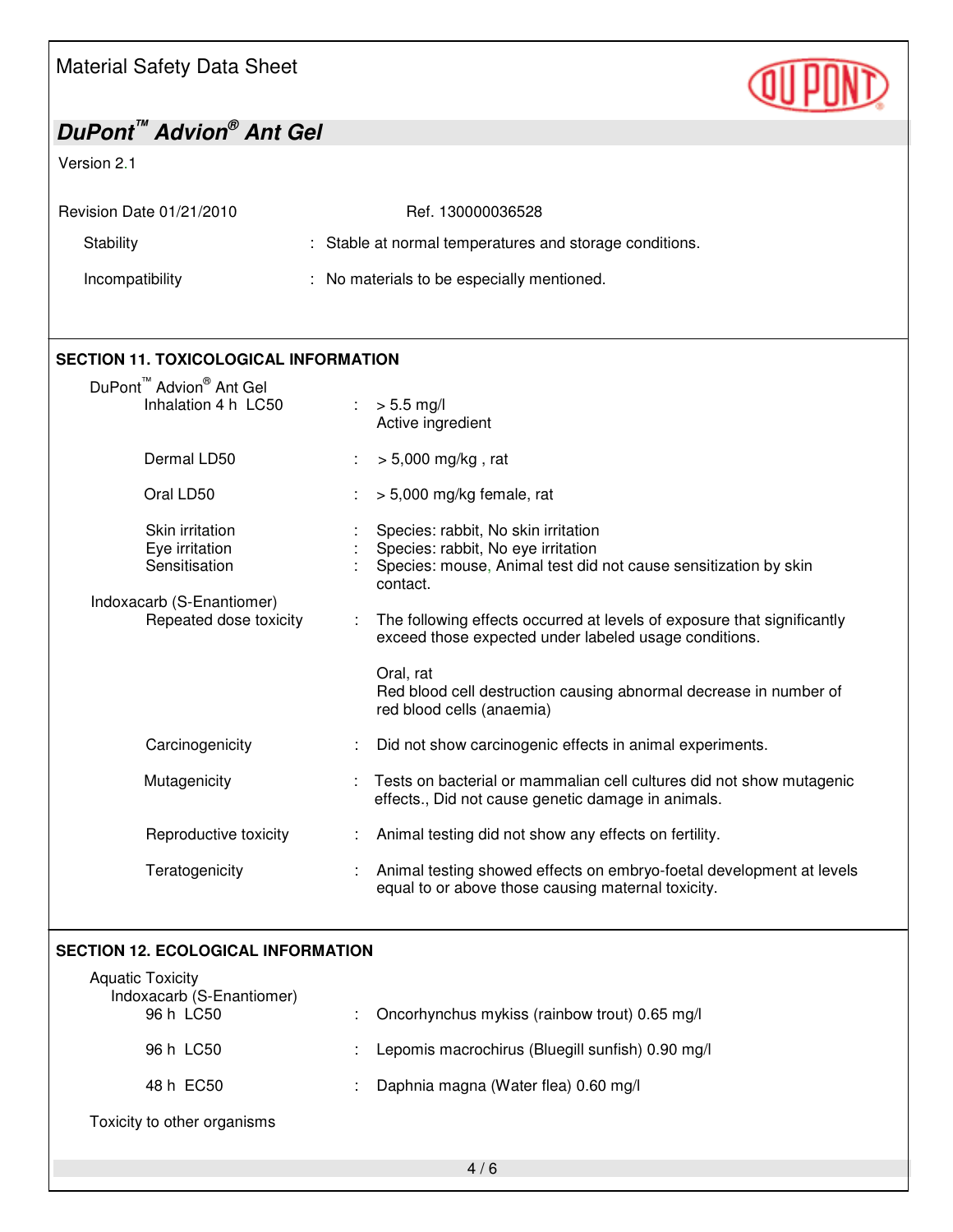Stability : Stable at normal temperatures and storage conditions.

Incompatibility : No materials to be especially mentioned.

## SECTION 11. TOXICOLOGICAL INFORMATION

DuPont™ Advion® Ant Gel

| | | |
|---|---|---|
| Inhalation 4 h LC50 | : | > 5.5 mg/l<br>Active ingredient |
| Dermal LD50 | : | > 5,000 mg/kg , rat |
| Oral LD50 | : | > 5,000 mg/kg female, rat |
| Skin irritation | : | Species: rabbit, No skin irritation |
| Eye irritation | : | Species: rabbit, No eye irritation |
| Sensitisation | : | Species: mouse, Animal test did not cause sensitization by skin contact. |

Indoxacarb (S-Enantiomer)

| | | |
|---|---|---|
| Repeated dose toxicity | : | The following effects occurred at levels of exposure that significantly exceed those expected under labeled usage conditions.<br><br>Oral, rat<br>Red blood cell destruction causing abnormal decrease in number of red blood cells (anaemia) |
| Carcinogenicity | : | Did not show carcinogenic effects in animal experiments. |
| Mutagenicity | : | Tests on bacterial or mammalian cell cultures did not show mutagenic effects., Did not cause genetic damage in animals. |
| Reproductive toxicity | : | Animal testing did not show any effects on fertility. |
| Teratogenicity | : | Animal testing showed effects on embryo-foetal development at levels equal to or above those causing maternal toxicity. |

## SECTION 12. ECOLOGICAL INFORMATION

Aquatic Toxicity

Indoxacarb (S-Enantiomer)

| | | |
|---|---|---|
| 96 h LC50 | : | Oncorhynchus mykiss (rainbow trout) 0.65 mg/l |
| 96 h LC50 | : | Lepomis macrochirus (Bluegill sunfish) 0.90 mg/l |
| 48 h EC50 | : | Daphnia magna (Water flea) 0.60 mg/l |

Toxicity to other organisms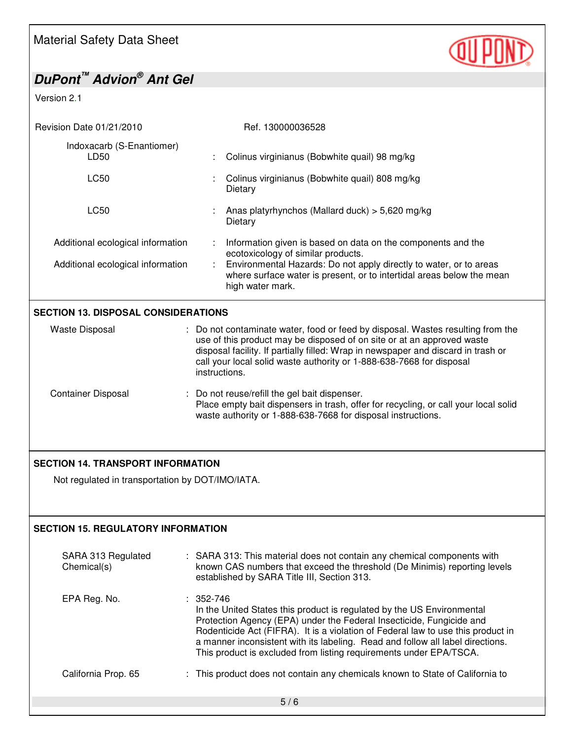Indoxacarb (S-Enantiomer)

| | | |
|---|---|---|
| LD50 | : | Colinus virginianus (Bobwhite quail) 98 mg/kg |
| LC50 | : | Colinus virginianus (Bobwhite quail) 808 mg/kg Dietary |
| LC50 | : | Anas platyrhynchos (Mallard duck) > 5,620 mg/kg Dietary |

| | | |
|---|---|---|
| Additional ecological information | : | Information given is based on data on the components and the ecotoxicology of similar products. |
| Additional ecological information | : | Environmental Hazards: Do not apply directly to water, or to areas where surface water is present, or to intertidal areas below the mean high water mark. |

## SECTION 13. DISPOSAL CONSIDERATIONS

| | | |
|---|---|---|
| Waste Disposal | : | Do not contaminate water, food or feed by disposal. Wastes resulting from the use of this product may be disposed of on site or at an approved waste disposal facility. If partially filled: Wrap in newspaper and discard in trash or call your local solid waste authority or 1-888-638-7668 for disposal instructions. |
| Container Disposal | : | Do not reuse/refill the gel bait dispenser. Place empty bait dispensers in trash, offer for recycling, or call your local solid waste authority or 1-888-638-7668 for disposal instructions. |

## SECTION 14. TRANSPORT INFORMATION

Not regulated in transportation by DOT/IMO/IATA.

## SECTION 15. REGULATORY INFORMATION

| | | |
|---|---|---|
| SARA 313 Regulated Chemical(s) | : | SARA 313: This material does not contain any chemical components with known CAS numbers that exceed the threshold (De Minimis) reporting levels established by SARA Title III, Section 313. |
| EPA Reg. No. | : | 352-746 In the United States this product is regulated by the US Environmental Protection Agency (EPA) under the Federal Insecticide, Fungicide and Rodenticide Act (FIFRA). It is a violation of Federal law to use this product in a manner inconsistent with its labeling. Read and follow all label directions. This product is excluded from listing requirements under EPA/TSCA. |
| California Prop. 65 | : | This product does not contain any chemicals known to State of California to |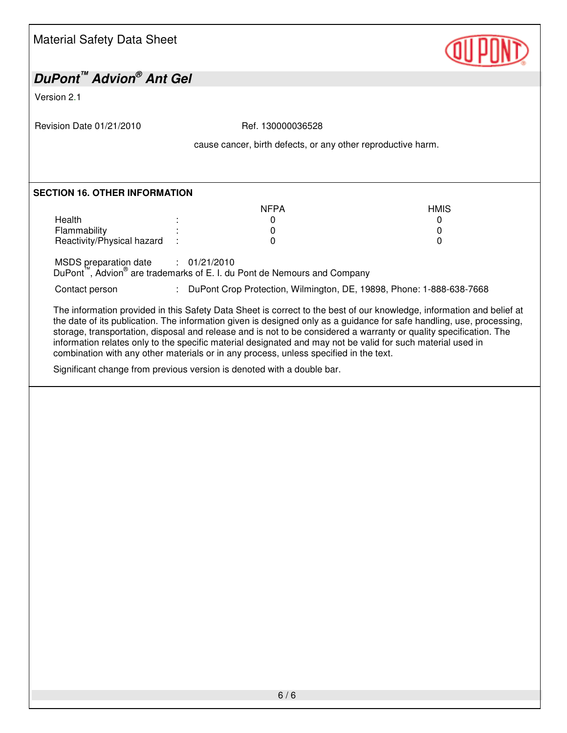cause cancer, birth defects, or any other reproductive harm.

## SECTION 16. OTHER INFORMATION

| | NFPA | HMIS |
|---|---|---|
| Health | 0 | 0 |
| Flammability | 0 | 0 |
| Reactivity/Physical hazard | 0 | 0 |

MSDS preparation date : 01/21/2010

DuPont™, Advion® are trademarks of E. I. du Pont de Nemours and Company

Contact person : DuPont Crop Protection, Wilmington, DE, 19898, Phone: 1-888-638-7668

The information provided in this Safety Data Sheet is correct to the best of our knowledge, information and belief at the date of its publication. The information given is designed only as a guidance for safe handling, use, processing, storage, transportation, disposal and release and is not to be considered a warranty or quality specification. The information relates only to the specific material designated and may not be valid for such material used in combination with any other materials or in any process, unless specified in the text.

Significant change from previous version is denoted with a double bar.